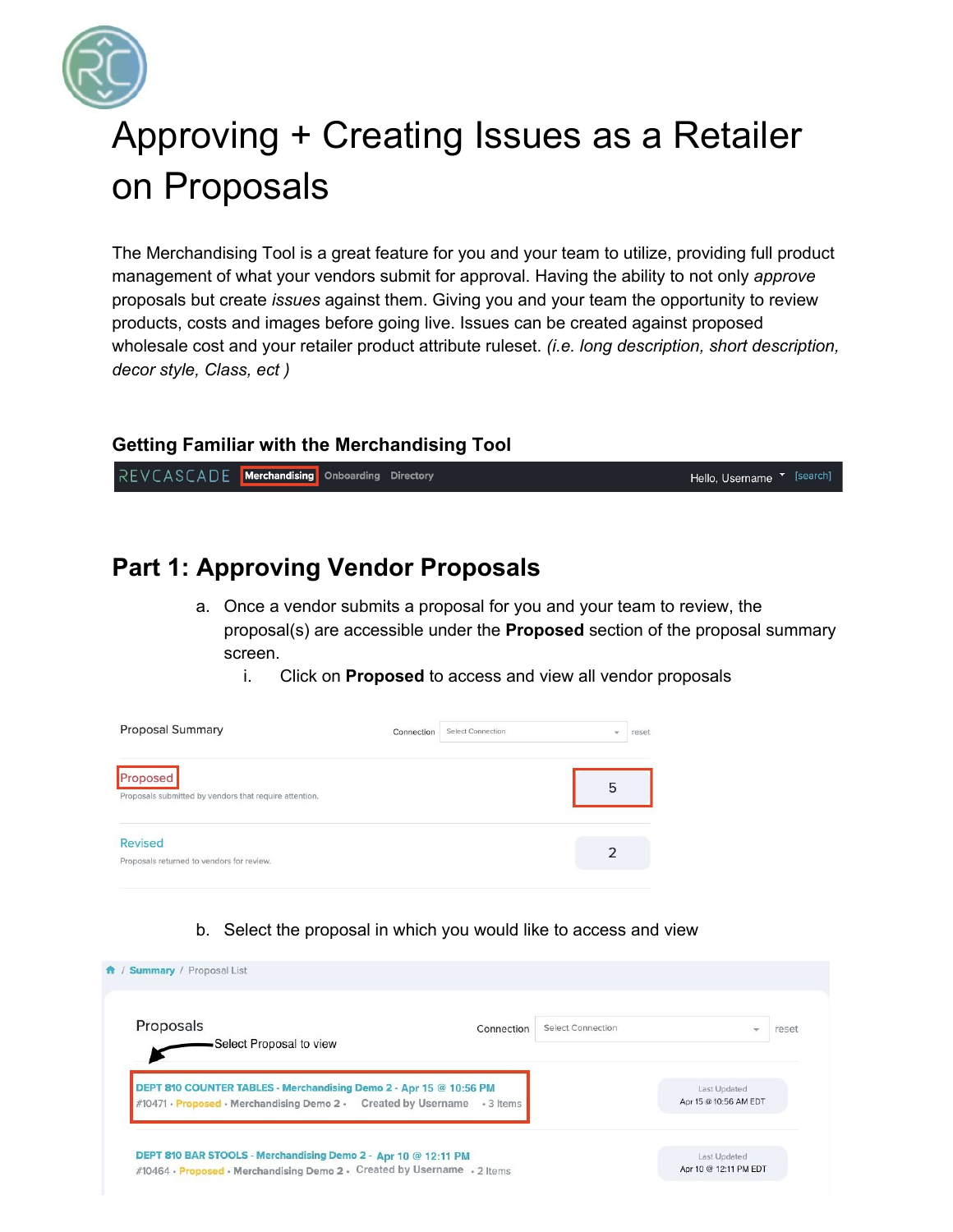# Approving + Creating Issues as a Retailer on Proposals

The Merchandising Tool is a great feature for you and your team to utilize, providing full product management of what your vendors submit for approval. Having the ability to not only *approve* proposals but create *issues* against them. Giving you and your team the opportunity to review products, costs and images before going live. Issues can be created against proposed wholesale cost and your retailer product attribute ruleset. *(i.e. long description, short description, decor style, Class, ect )*

### Getting Familiar with the Merchandising Tool

REVCASCADE | **Merchandising** | Onboarding | Directory | Hello, Username | [search]

## Part 1: Approving Vendor Proposals

a. Once a vendor submits a proposal for you and your team to review, the proposal(s) are accessible under the **Proposed** section of the proposal summary screen.
   i. Click on **Proposed** to access and view all vendor proposals

Proposal Summary — Connection: Select Connection — reset

| | |
|---|---|
| **Proposed**<br>Proposals submitted by vendors that require attention. | 5 |
| **Revised**<br>Proposals returned to vendors for review. | 2 |

b. Select the proposal in which you would like to access and view

Summary / Proposal List

Proposals — Connection: Select Connection — reset

Select Proposal to view

| Proposal | Last Updated |
|---|---|
| DEPT 810 COUNTER TABLES - Merchandising Demo 2 - Apr 15 @ 10:56 PM<br>#10471 • Proposed • Merchandising Demo 2 • Created by Username • 3 Items | Apr 15 @ 10:56 AM EDT |
| DEPT 810 BAR STOOLS - Merchandising Demo 2 - Apr 10 @ 12:11 PM<br>#10464 • Proposed • Merchandising Demo 2 • Created by Username • 2 Items | Apr 10 @ 12:11 PM EDT |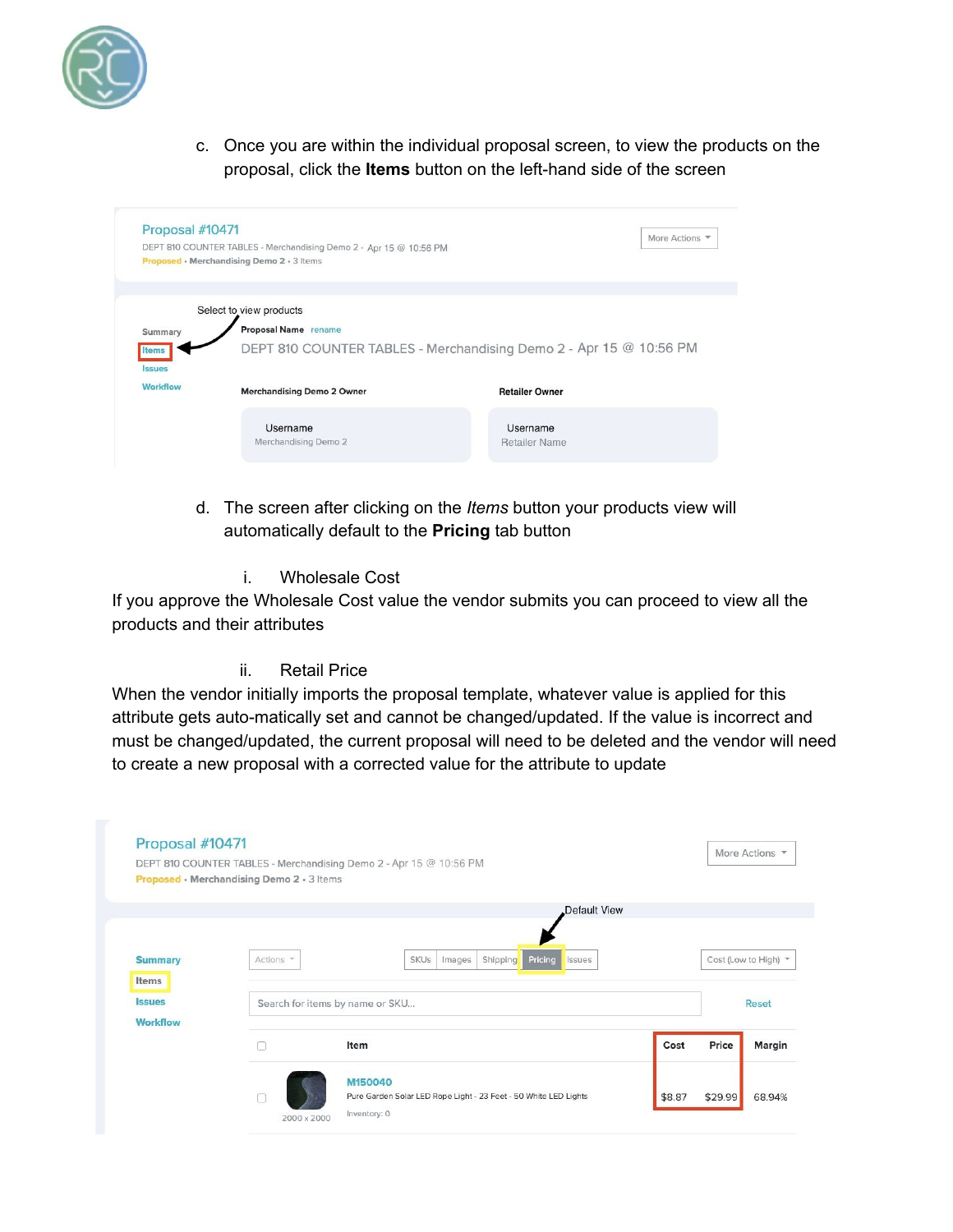c. Once you are within the individual proposal screen, to view the products on the proposal, click the **Items** button on the left-hand side of the screen

d. The screen after clicking on the *Items* button your products view will automatically default to the **Pricing** tab button

i. Wholesale Cost

If you approve the Wholesale Cost value the vendor submits you can proceed to view all the products and their attributes

ii. Retail Price

When the vendor initially imports the proposal template, whatever value is applied for this attribute gets auto-matically set and cannot be changed/updated. If the value is incorrect and must be changed/updated, the current proposal will need to be deleted and the vendor will need to create a new proposal with a corrected value for the attribute to update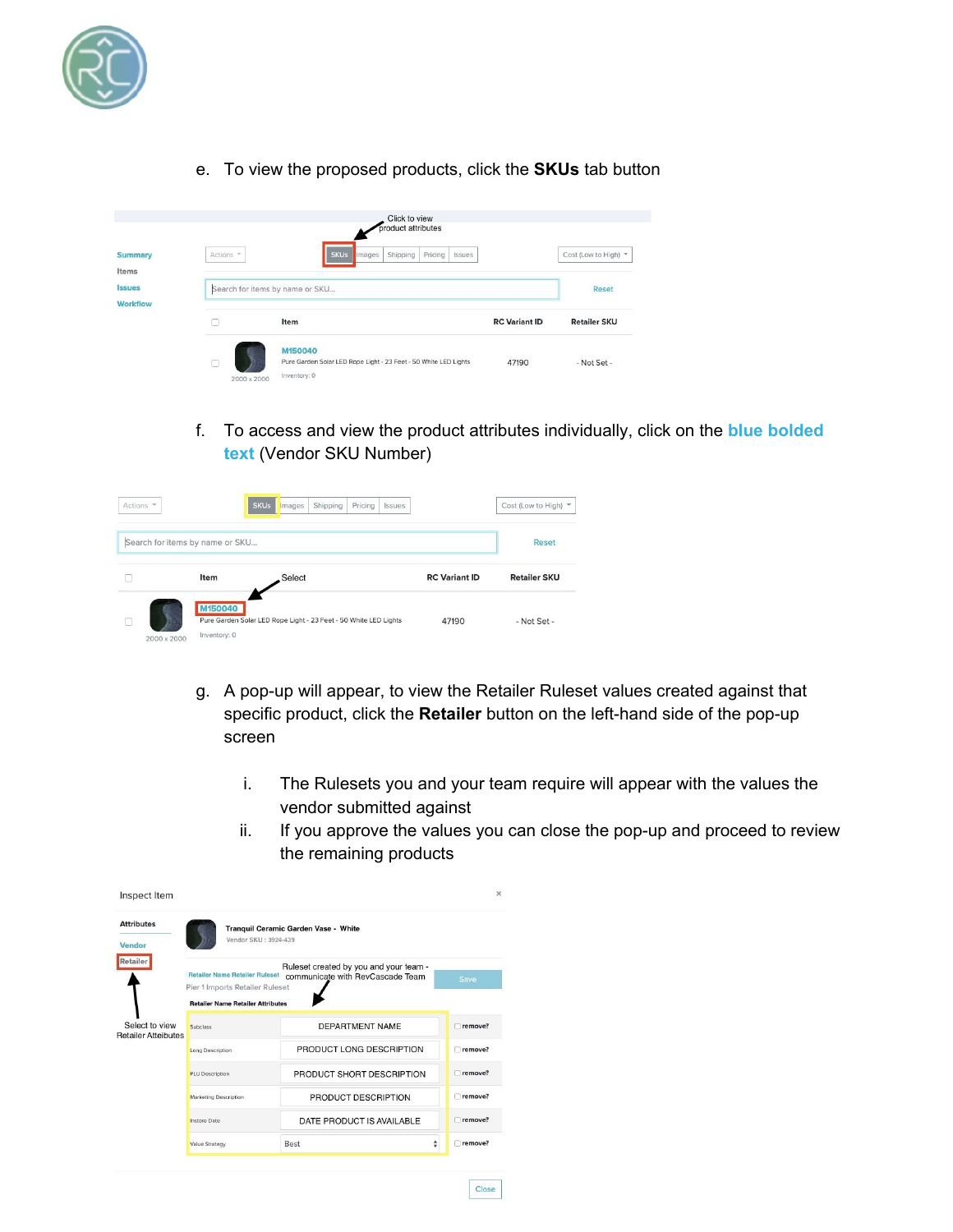e. To view the proposed products, click the **SKUs** tab button

f. To access and view the product attributes individually, click on the **blue bolded text** (Vendor SKU Number)

g. A pop-up will appear, to view the Retailer Ruleset values created against that specific product, click the **Retailer** button on the left-hand side of the pop-up screen

   i. The Rulesets you and your team require will appear with the values the vendor submitted against

   ii. If you approve the values you can close the pop-up and proceed to review the remaining products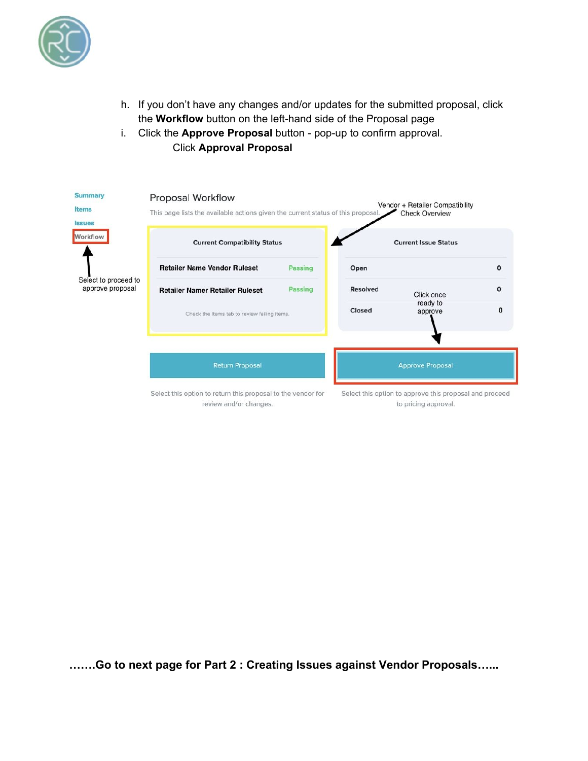h. If you don't have any changes and/or updates for the submitted proposal, click the **Workflow** button on the left-hand side of the Proposal page

i. Click the **Approve Proposal** button - pop-up to confirm approval.
   Click **Approval Proposal**

Summary
Items
Issues
Workflow

Select to proceed to approve proposal

Proposal Workflow

This page lists the available actions given the current status of this proposal.

Vendor + Retailer Compatibility Check Overview

| Current Compatibility Status | |
|---|---|
| Retailer Name Vendor Ruleset | Passing |
| Retailer Namer Retailer Ruleset | Passing |

Check the items tab to review failing items.

| Current Issue Status | |
|---|---|
| Open | 0 |
| Resolved | 0 |
| Closed | 0 |

Click once ready to approve

Return Proposal

Select this option to return this proposal to the vendor for review and/or changes.

Approve Proposal

Select this option to approve this proposal and proceed to pricing approval.

**…….Go to next page for Part 2 : Creating Issues against Vendor Proposals…...**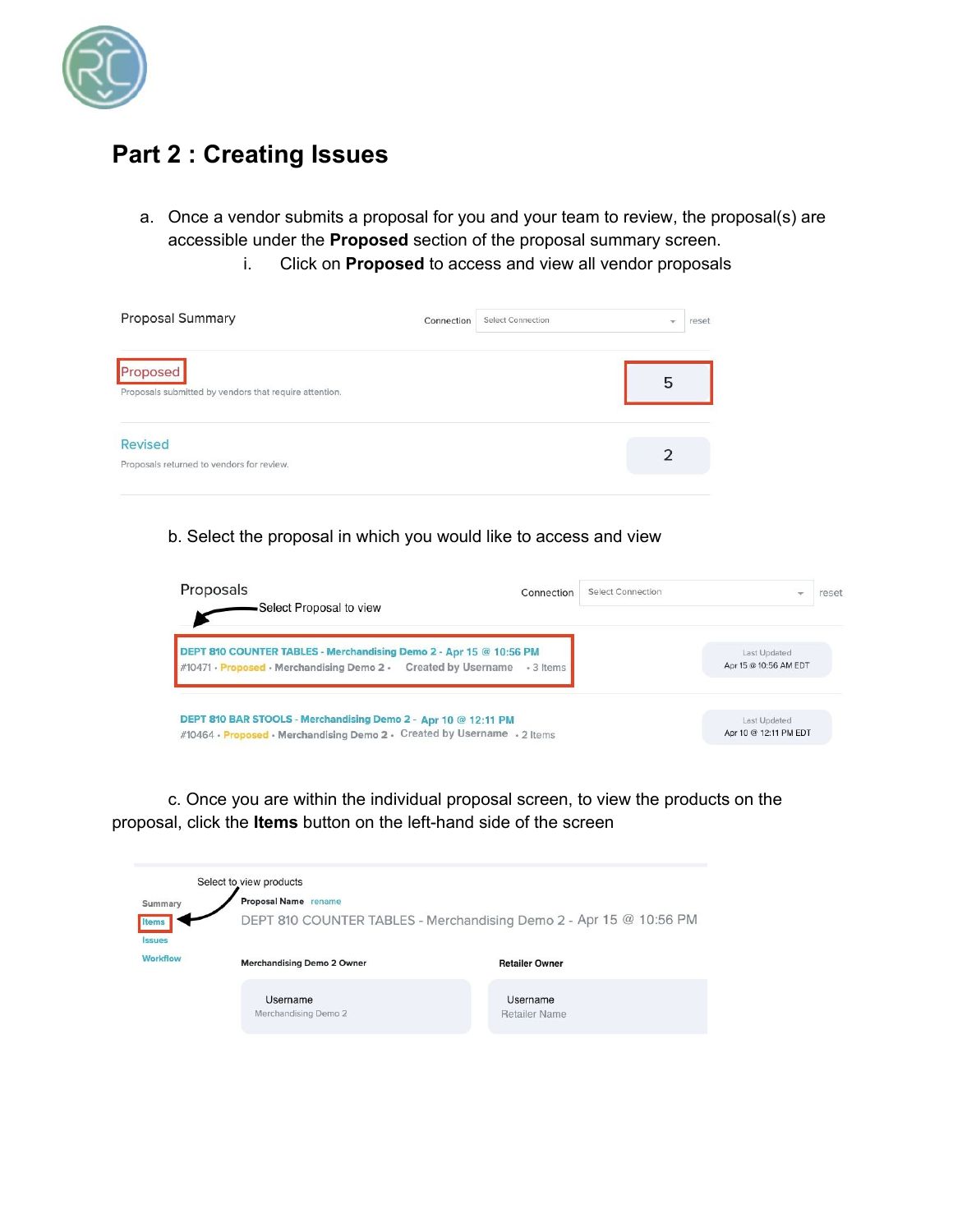## Part 2 : Creating Issues

a. Once a vendor submits a proposal for you and your team to review, the proposal(s) are accessible under the **Proposed** section of the proposal summary screen.

    i. Click on **Proposed** to access and view all vendor proposals

Proposal Summary

Connection Select Connection reset

Proposed

Proposals submitted by vendors that require attention.

5

Revised

Proposals returned to vendors for review.

2

b. Select the proposal in which you would like to access and view

Proposals

Connection Select Connection reset

Select Proposal to view

DEPT 810 COUNTER TABLES - Merchandising Demo 2 - Apr 15 @ 10:56 PM
#10471 • Proposed • Merchandising Demo 2 • Created by Username • 3 Items

Last Updated
Apr 15 @ 10:56 AM EDT

DEPT 810 BAR STOOLS - Merchandising Demo 2 - Apr 10 @ 12:11 PM
#10464 • Proposed • Merchandising Demo 2 • Created by Username • 2 Items

Last Updated
Apr 10 @ 12:11 PM EDT

c. Once you are within the individual proposal screen, to view the products on the proposal, click the **Items** button on the left-hand side of the screen

Select to view products

Summary

Items

Issues

Workflow

Proposal Name rename

DEPT 810 COUNTER TABLES - Merchandising Demo 2 - Apr 15 @ 10:56 PM

Merchandising Demo 2 Owner

Username
Merchandising Demo 2

Retailer Owner

Username
Retailer Name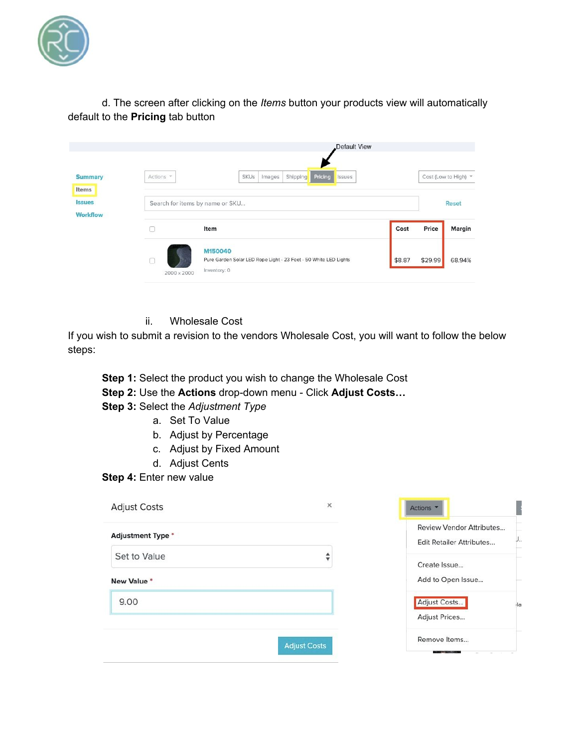d. The screen after clicking on the *Items* button your products view will automatically default to the **Pricing** tab button

ii. Wholesale Cost

If you wish to submit a revision to the vendors Wholesale Cost, you will want to follow the below steps:

**Step 1:** Select the product you wish to change the Wholesale Cost
**Step 2:** Use the **Actions** drop-down menu - Click **Adjust Costs…**
**Step 3:** Select the *Adjustment Type*

a. Set To Value
b. Adjust by Percentage
c. Adjust by Fixed Amount
d. Adjust Cents

**Step 4:** Enter new value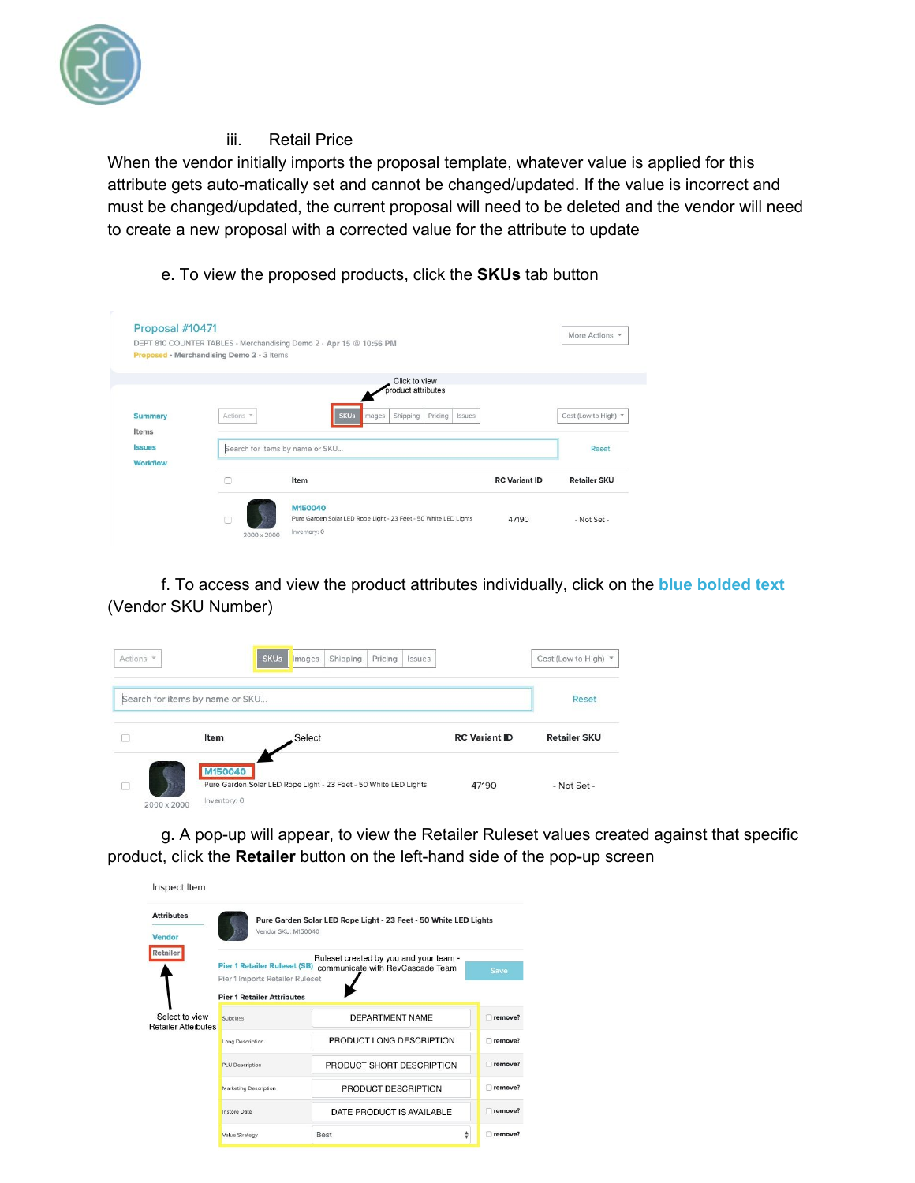iii. Retail Price

When the vendor initially imports the proposal template, whatever value is applied for this attribute gets auto-matically set and cannot be changed/updated. If the value is incorrect and must be changed/updated, the current proposal will need to be deleted and the vendor will need to create a new proposal with a corrected value for the attribute to update

e. To view the proposed products, click the **SKUs** tab button

f. To access and view the product attributes individually, click on the **blue bolded text** (Vendor SKU Number)

g. A pop-up will appear, to view the Retailer Ruleset values created against that specific product, click the **Retailer** button on the left-hand side of the pop-up screen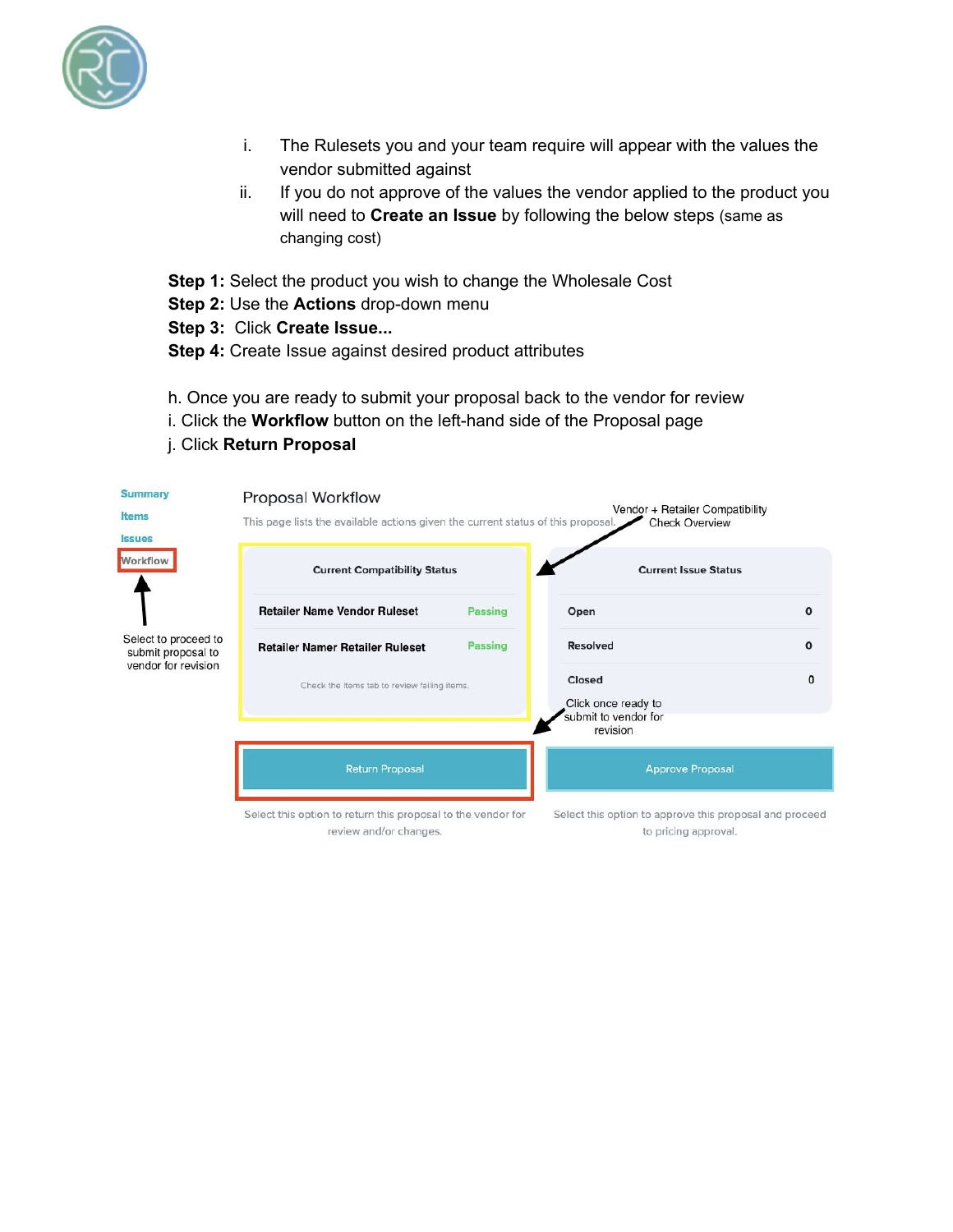i. The Rulesets you and your team require will appear with the values the vendor submitted against

ii. If you do not approve of the values the vendor applied to the product you will need to **Create an Issue** by following the below steps (same as changing cost)

**Step 1:** Select the product you wish to change the Wholesale Cost
**Step 2:** Use the **Actions** drop-down menu
**Step 3:** Click **Create Issue...**
**Step 4:** Create Issue against desired product attributes

h. Once you are ready to submit your proposal back to the vendor for review
i. Click the **Workflow** button on the left-hand side of the Proposal page
j. Click **Return Proposal**

Summary
Items
Issues
Workflow

Select to proceed to submit proposal to vendor for revision

Proposal Workflow

This page lists the available actions given the current status of this proposal.

Vendor + Retailer Compatibility Check Overview

Current Compatibility Status

Retailer Name Vendor Ruleset Passing

Retailer Namer Retailer Ruleset Passing

Check the items tab to review failing items.

Current Issue Status

Open 0

Resolved 0

Closed 0

Click once ready to submit to vendor for revision

Return Proposal

Select this option to return this proposal to the vendor for review and/or changes.

Approve Proposal

Select this option to approve this proposal and proceed to pricing approval.